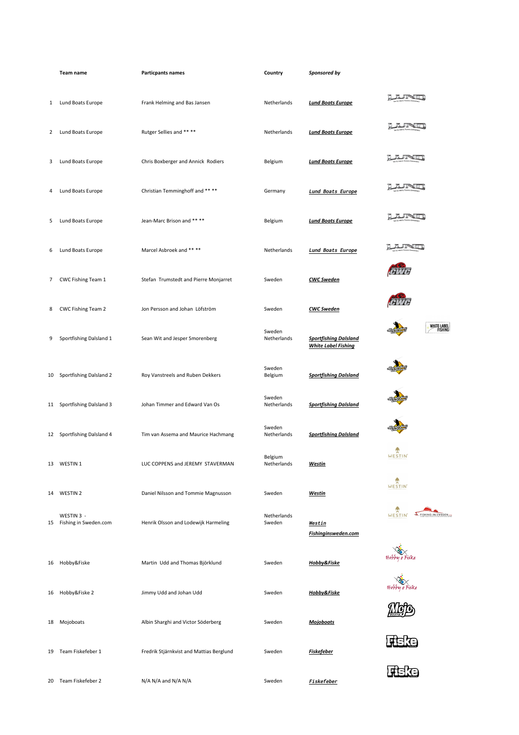| | Team name | Particpants names | Country | *Sponsored by* |
|---|---|---|---|---|
| 1 | Lund Boats Europe | Frank Helming and Bas Jansen | Netherlands | ***Lund Boats Europe*** |
| 2 | Lund Boats Europe | Rutger Sellies and ** ** | Netherlands | ***Lund Boats Europe*** |
| 3 | Lund Boats Europe | Chris Boxberger and Annick Rodiers | Belgium | ***Lund Boats Europe*** |
| 4 | Lund Boats Europe | Christian Temminghoff and ** ** | Germany | ***Lund Boats Europe*** |
| 5 | Lund Boats Europe | Jean-Marc Brison and ** ** | Belgium | ***Lund Boats Europe*** |
| 6 | Lund Boats Europe | Marcel Asbroek and ** ** | Netherlands | ***Lund Boats Europe*** |
| 7 | CWC Fishing Team 1 | Stefan Trumstedt and Pierre Monjarret | Sweden | ***CWC Sweden*** |
| 8 | CWC Fishing Team 2 | Jon Persson and Johan Löfström | Sweden | ***CWC Sweden*** |
| 9 | Sportfishing Dalsland 1 | Sean Wit and Jesper Smorenberg | Sweden Netherlands | ***Sportfishing Dalsland*** ***White Label Fishing*** |
| 10 | Sportfishing Dalsland 2 | Roy Vanstreels and Ruben Dekkers | Sweden Belgium | ***Sportfishing Dalsland*** |
| 11 | Sportfishing Dalsland 3 | Johan Timmer and Edward Van Os | Sweden Netherlands | ***Sportfishing Dalsland*** |
| 12 | Sportfishing Dalsland 4 | Tim van Assema and Maurice Hachmang | Sweden Netherlands | ***Sportfishing Dalsland*** |
| 13 | WESTIN 1 | LUC COPPENS and JEREMY STAVERMAN | Belgium Netherlands | ***Westin*** |
| 14 | WESTIN 2 | Daniel Nilsson and Tommie Magnusson | Sweden | ***Westin*** |
| 15 | WESTIN 3 - Fishing in Sweden.com | Henrik Olsson and Lodewijk Harmeling | Netherlands Sweden | ***Westin*** ***Fishinginsweden.com*** |
| 16 | Hobby&Fiske | Martin Udd and Thomas Björklund | Sweden | ***Hobby&Fiske*** |
| 16 | Hobby&Fiske 2 | Jimmy Udd and Johan Udd | Sweden | ***Hobby&Fiske*** |
| 18 | Mojoboats | Albin Sharghi and Victor Söderberg | Sweden | ***Mojoboats*** |
| 19 | Team Fiskefeber 1 | Fredrik Stjärnkvist and Mattias Berglund | Sweden | ***Fiskefeber*** |
| 20 | Team Fiskefeber 2 | N/A N/A and N/A N/A | Sweden | ***Fiskefeber*** |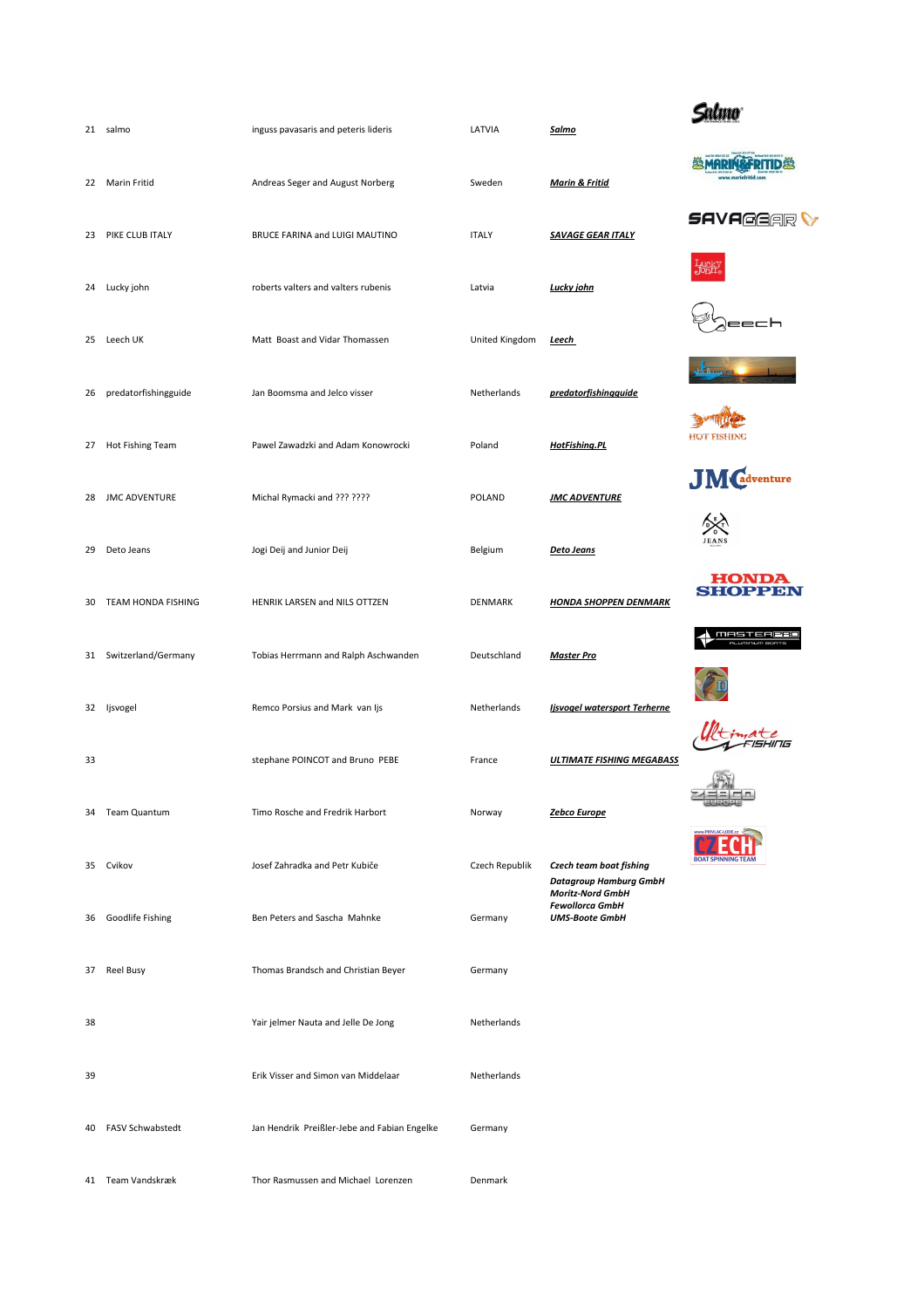| | | | | |
|---|---|---|---|---|
| 21 | salmo | inguss pavasaris and peteris lideris | LATVIA | ***Salmo*** |
| 22 | Marin Fritid | Andreas Seger and August Norberg | Sweden | ***Marin & Fritid*** |
| 23 | PIKE CLUB ITALY | BRUCE FARINA and LUIGI MAUTINO | ITALY | ***SAVAGE GEAR ITALY*** |
| 24 | Lucky john | roberts valters and valters rubenis | Latvia | ***Lucky john*** |
| 25 | Leech UK | Matt Boast and Vidar Thomassen | United Kingdom | ***Leech*** |
| 26 | predatorfishingguide | Jan Boomsma and Jelco visser | Netherlands | ***predatorfishingguide*** |
| 27 | Hot Fishing Team | Pawel Zawadzki and Adam Konowrocki | Poland | ***HotFishing.PL*** |
| 28 | JMC ADVENTURE | Michal Rymacki and ??? ???? | POLAND | ***JMC ADVENTURE*** |
| 29 | Deto Jeans | Jogi Deij and Junior Deij | Belgium | ***Deto Jeans*** |
| 30 | TEAM HONDA FISHING | HENRIK LARSEN and NILS OTTZEN | DENMARK | ***HONDA SHOPPEN DENMARK*** |
| 31 | Switzerland/Germany | Tobias Herrmann and Ralph Aschwanden | Deutschland | ***Master Pro*** |
| 32 | Ijsvogel | Remco Porsius and Mark van Ijs | Netherlands | ***Ijsvogel watersport Terherne*** |
| 33 | | stephane POINCOT and Bruno PEBE | France | ***ULTIMATE FISHING MEGABASS*** |
| 34 | Team Quantum | Timo Rosche and Fredrik Harbort | Norway | ***Zebco Europe*** |
| 35 | Cvikov | Josef Zahradka and Petr Kubiče | Czech Republik | ***Czech team boat fishing*** |
| 36 | Goodlife Fishing | Ben Peters and Sascha Mahnke | Germany | ***Datagroup Hamburg GmbH Moritz-Nord GmbH Fewollorca GmbH UMS-Boote GmbH*** |
| 37 | Reel Busy | Thomas Brandsch and Christian Beyer | Germany | |
| 38 | | Yair jelmer Nauta and Jelle De Jong | Netherlands | |
| 39 | | Erik Visser and Simon van Middelaar | Netherlands | |
| 40 | FASV Schwabstedt | Jan Hendrik Preißler-Jebe and Fabian Engelke | Germany | |
| 41 | Team Vandskræk | Thor Rasmussen and Michael Lorenzen | Denmark | |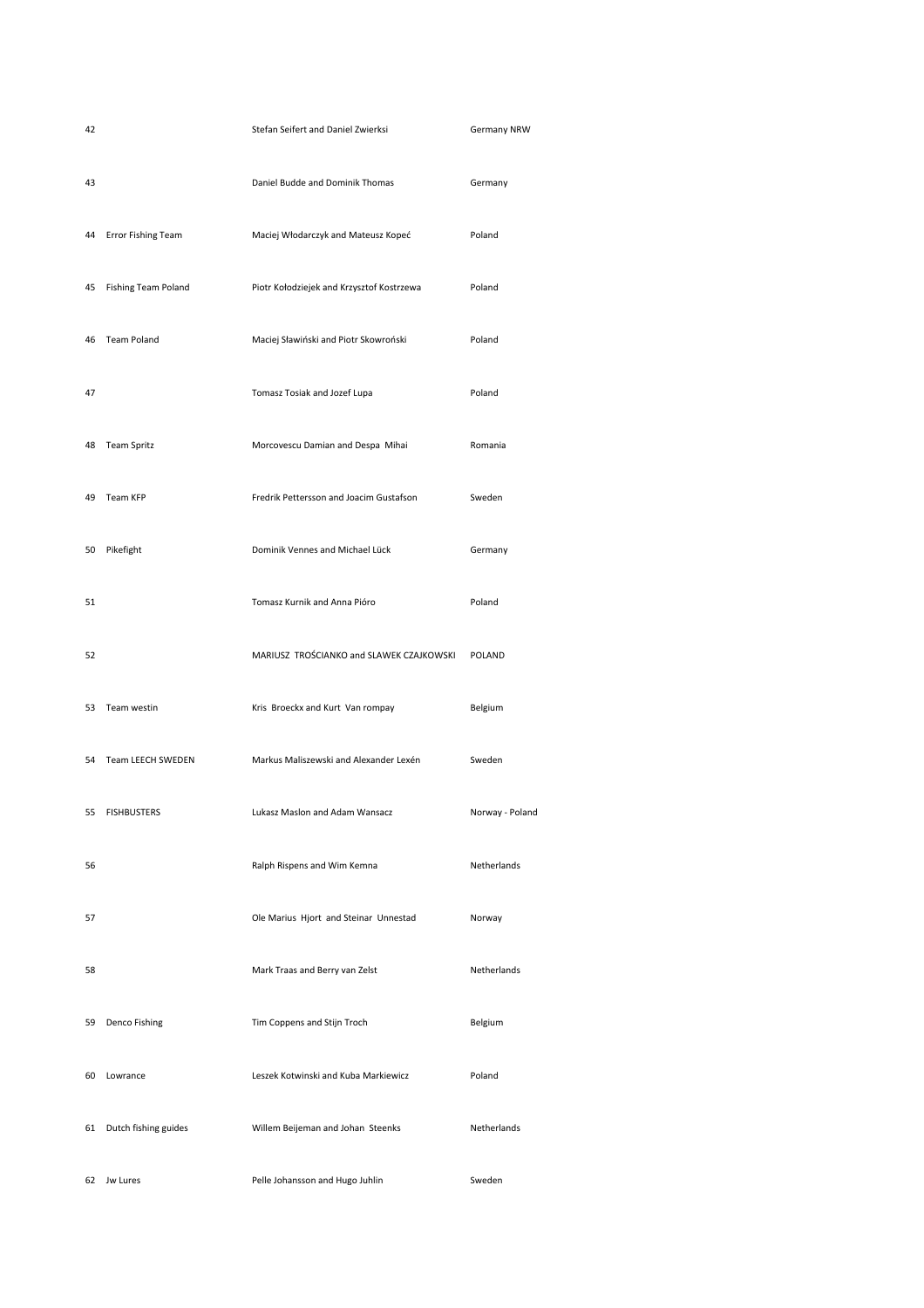| | | | |
|---|---|---|---|
| 42 | | Stefan Seifert and Daniel Zwierksi | Germany NRW |
| 43 | | Daniel Budde and Dominik Thomas | Germany |
| 44 | Error Fishing Team | Maciej Włodarczyk and Mateusz Kopeć | Poland |
| 45 | Fishing Team Poland | Piotr Kołodziejek and Krzysztof Kostrzewa | Poland |
| 46 | Team Poland | Maciej Sławiński and Piotr Skowroński | Poland |
| 47 | | Tomasz Tosiak and Jozef Lupa | Poland |
| 48 | Team Spritz | Morcovescu Damian and Despa Mihai | Romania |
| 49 | Team KFP | Fredrik Pettersson and Joacim Gustafson | Sweden |
| 50 | Pikefight | Dominik Vennes and Michael Lück | Germany |
| 51 | | Tomasz Kurnik and Anna Pióro | Poland |
| 52 | | MARIUSZ TROŚCIANKO and SLAWEK CZAJKOWSKI | POLAND |
| 53 | Team westin | Kris Broeckx and Kurt Van rompay | Belgium |
| 54 | Team LEECH SWEDEN | Markus Maliszewski and Alexander Lexén | Sweden |
| 55 | FISHBUSTERS | Lukasz Maslon and Adam Wansacz | Norway - Poland |
| 56 | | Ralph Rispens and Wim Kemna | Netherlands |
| 57 | | Ole Marius Hjort and Steinar Unnestad | Norway |
| 58 | | Mark Traas and Berry van Zelst | Netherlands |
| 59 | Denco Fishing | Tim Coppens and Stijn Troch | Belgium |
| 60 | Lowrance | Leszek Kotwinski and Kuba Markiewicz | Poland |
| 61 | Dutch fishing guides | Willem Beijeman and Johan Steenks | Netherlands |
| 62 | Jw Lures | Pelle Johansson and Hugo Juhlin | Sweden |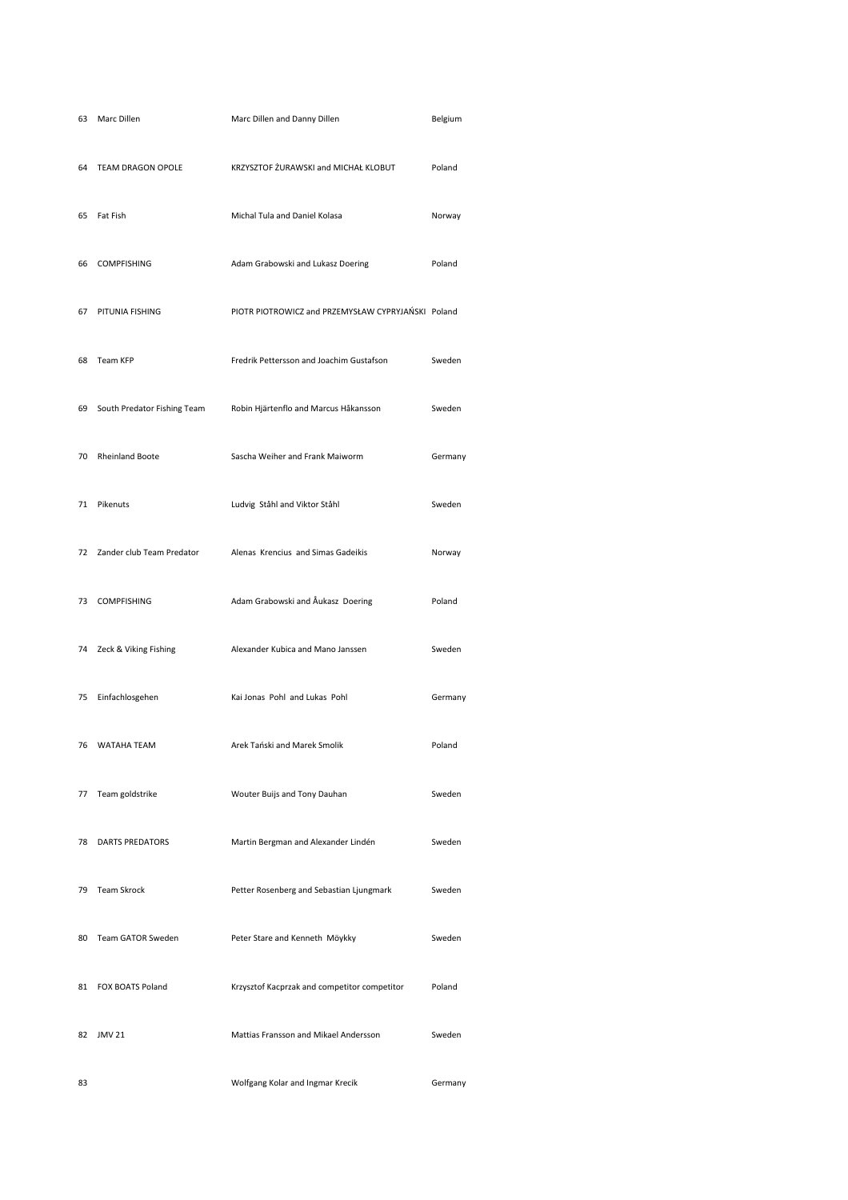| | | | |
|---|---|---|---|
| 63 | Marc Dillen | Marc Dillen and Danny Dillen | Belgium |
| 64 | TEAM DRAGON OPOLE | KRZYSZTOF ŻURAWSKI and MICHAŁ KLOBUT | Poland |
| 65 | Fat Fish | Michal Tula and Daniel Kolasa | Norway |
| 66 | COMPFISHING | Adam Grabowski and Lukasz Doering | Poland |
| 67 | PITUNIA FISHING | PIOTR PIOTROWICZ and PRZEMYSŁAW CYPRYJAŃSKI | Poland |
| 68 | Team KFP | Fredrik Pettersson and Joachim Gustafson | Sweden |
| 69 | South Predator Fishing Team | Robin Hjärtenflo and Marcus Håkansson | Sweden |
| 70 | Rheinland Boote | Sascha Weiher and Frank Maiworm | Germany |
| 71 | Pikenuts | Ludvig Ståhl and Viktor Ståhl | Sweden |
| 72 | Zander club Team Predator | Alenas Krencius and Simas Gadeikis | Norway |
| 73 | COMPFISHING | Adam Grabowski and Åukasz Doering | Poland |
| 74 | Zeck & Viking Fishing | Alexander Kubica and Mano Janssen | Sweden |
| 75 | Einfachlosgehen | Kai Jonas Pohl and Lukas Pohl | Germany |
| 76 | WATAHA TEAM | Arek Tański and Marek Smolik | Poland |
| 77 | Team goldstrike | Wouter Buijs and Tony Dauhan | Sweden |
| 78 | DARTS PREDATORS | Martin Bergman and Alexander Lindén | Sweden |
| 79 | Team Skrock | Petter Rosenberg and Sebastian Ljungmark | Sweden |
| 80 | Team GATOR Sweden | Peter Stare and Kenneth Möykky | Sweden |
| 81 | FOX BOATS Poland | Krzysztof Kacprzak and competitor competitor | Poland |
| 82 | JMV 21 | Mattias Fransson and Mikael Andersson | Sweden |
| 83 | | Wolfgang Kolar and Ingmar Krecik | Germany |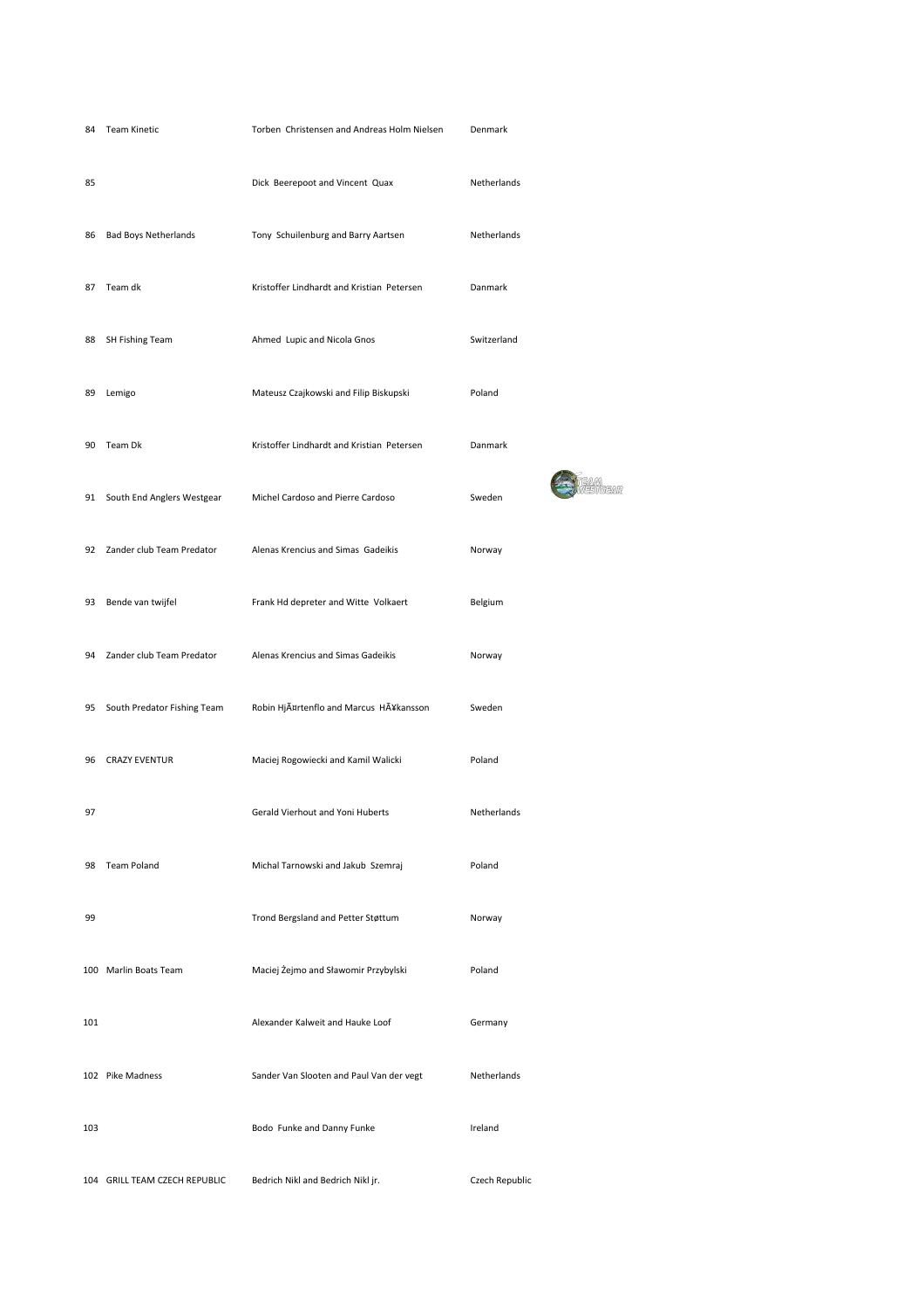| | | | |
|---|---|---|---|
| 84 | Team Kinetic | Torben Christensen and Andreas Holm Nielsen | Denmark |
| 85 | | Dick Beerepoot and Vincent Quax | Netherlands |
| 86 | Bad Boys Netherlands | Tony Schuilenburg and Barry Aartsen | Netherlands |
| 87 | Team dk | Kristoffer Lindhardt and Kristian Petersen | Danmark |
| 88 | SH Fishing Team | Ahmed Lupic and Nicola Gnos | Switzerland |
| 89 | Lemigo | Mateusz Czajkowski and Filip Biskupski | Poland |
| 90 | Team Dk | Kristoffer Lindhardt and Kristian Petersen | Danmark |
| 91 | South End Anglers Westgear | Michel Cardoso and Pierre Cardoso | Sweden |
| 92 | Zander club Team Predator | Alenas Krencius and Simas Gadeikis | Norway |
| 93 | Bende van twijfel | Frank Hd depreter and Witte Volkaert | Belgium |
| 94 | Zander club Team Predator | Alenas Krencius and Simas Gadeikis | Norway |
| 95 | South Predator Fishing Team | Robin HjÃ¤rtenflo and Marcus HÃ¥kansson | Sweden |
| 96 | CRAZY EVENTUR | Maciej Rogowiecki and Kamil Walicki | Poland |
| 97 | | Gerald Vierhout and Yoni Huberts | Netherlands |
| 98 | Team Poland | Michal Tarnowski and Jakub Szemraj | Poland |
| 99 | | Trond Bergsland and Petter Støttum | Norway |
| 100 | Marlin Boats Team | Maciej Żejmo and Sławomir Przybylski | Poland |
| 101 | | Alexander Kalweit and Hauke Loof | Germany |
| 102 | Pike Madness | Sander Van Slooten and Paul Van der vegt | Netherlands |
| 103 | | Bodo Funke and Danny Funke | Ireland |
| 104 | GRILL TEAM CZECH REPUBLIC | Bedrich Nikl and Bedrich Nikl jr. | Czech Republic |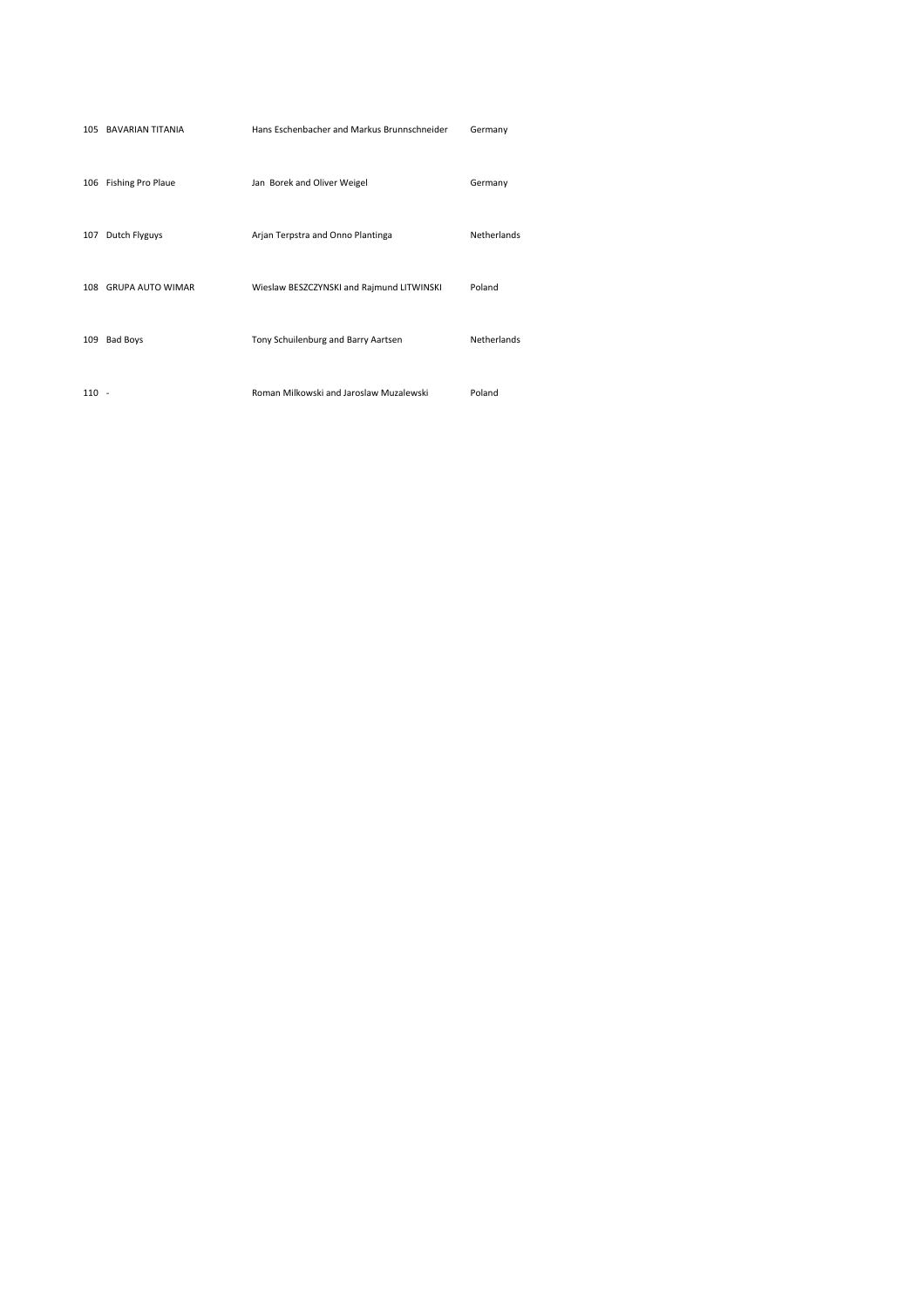| | | | |
|---|---|---|---|
| 105 | BAVARIAN TITANIA | Hans Eschenbacher and Markus Brunnschneider | Germany |
| 106 | Fishing Pro Plaue | Jan Borek and Oliver Weigel | Germany |
| 107 | Dutch Flyguys | Arjan Terpstra and Onno Plantinga | Netherlands |
| 108 | GRUPA AUTO WIMAR | Wieslaw BESZCZYNSKI and Rajmund LITWINSKI | Poland |
| 109 | Bad Boys | Tony Schuilenburg and Barry Aartsen | Netherlands |
| 110 | - | Roman Milkowski and Jaroslaw Muzalewski | Poland |